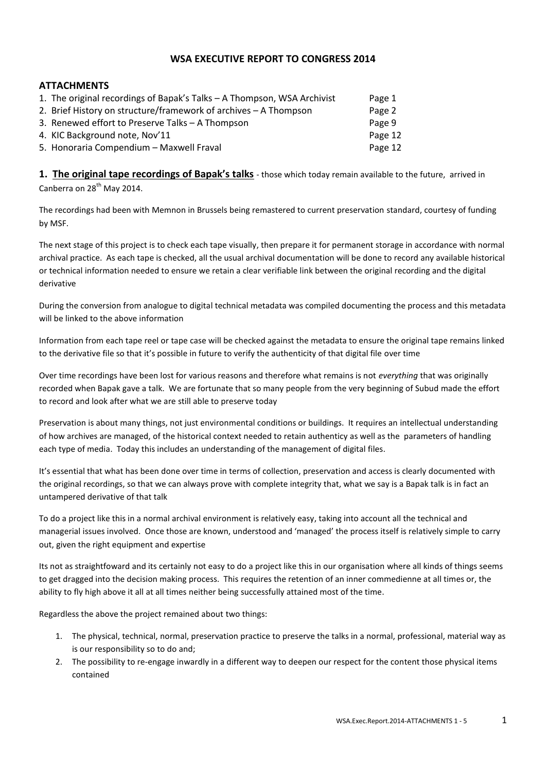# WSA EXECUTIVE REPORT TO CONGRESS 2014

## ATTACHMENTS

| | |
|---|---|
| 1. The original recordings of Bapak's Talks – A Thompson, WSA Archivist | Page 1 |
| 2. Brief History on structure/framework of archives – A Thompson | Page 2 |
| 3. Renewed effort to Preserve Talks – A Thompson | Page 9 |
| 4. KIC Background note, Nov'11 | Page 12 |
| 5. Honoraria Compendium – Maxwell Fraval | Page 12 |

**1. The original tape recordings of Bapak's talks** - those which today remain available to the future, arrived in Canberra on 28th May 2014.

The recordings had been with Memnon in Brussels being remastered to current preservation standard, courtesy of funding by MSF.

The next stage of this project is to check each tape visually, then prepare it for permanent storage in accordance with normal archival practice. As each tape is checked, all the usual archival documentation will be done to record any available historical or technical information needed to ensure we retain a clear verifiable link between the original recording and the digital derivative

During the conversion from analogue to digital technical metadata was compiled documenting the process and this metadata will be linked to the above information

Information from each tape reel or tape case will be checked against the metadata to ensure the original tape remains linked to the derivative file so that it's possible in future to verify the authenticity of that digital file over time

Over time recordings have been lost for various reasons and therefore what remains is not *everything* that was originally recorded when Bapak gave a talk. We are fortunate that so many people from the very beginning of Subud made the effort to record and look after what we are still able to preserve today

Preservation is about many things, not just environmental conditions or buildings. It requires an intellectual understanding of how archives are managed, of the historical context needed to retain authenticity as well as the parameters of handling each type of media. Today this includes an understanding of the management of digital files.

It's essential that what has been done over time in terms of collection, preservation and access is clearly documented with the original recordings, so that we can always prove with complete integrity that, what we say is a Bapak talk is in fact an untampered derivative of that talk

To do a project like this in a normal archival environment is relatively easy, taking into account all the technical and managerial issues involved. Once those are known, understood and 'managed' the process itself is relatively simple to carry out, given the right equipment and expertise

Its not as straightfoward and its certainly not easy to do a project like this in our organisation where all kinds of things seems to get dragged into the decision making process. This requires the retention of an inner commedienne at all times or, the ability to fly high above it all at all times neither being successfully attained most of the time.

Regardless the above the project remained about two things:

1. The physical, technical, normal, preservation practice to preserve the talks in a normal, professional, material way as is our responsibility so to do and;
2. The possibility to re-engage inwardly in a different way to deepen our respect for the content those physical items contained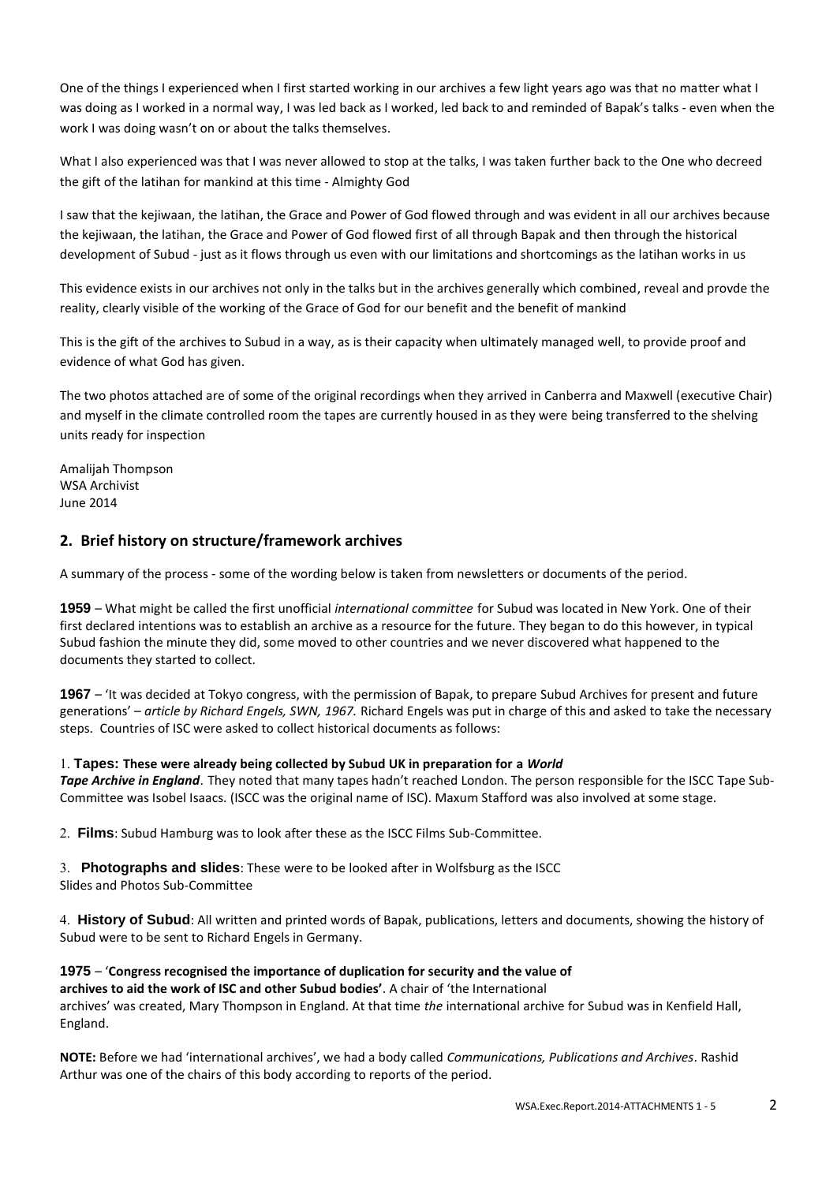One of the things I experienced when I first started working in our archives a few light years ago was that no matter what I was doing as I worked in a normal way, I was led back as I worked, led back to and reminded of Bapak's talks - even when the work I was doing wasn't on or about the talks themselves.

What I also experienced was that I was never allowed to stop at the talks, I was taken further back to the One who decreed the gift of the latihan for mankind at this time - Almighty God

I saw that the kejiwaan, the latihan, the Grace and Power of God flowed through and was evident in all our archives because the kejiwaan, the latihan, the Grace and Power of God flowed first of all through Bapak and then through the historical development of Subud - just as it flows through us even with our limitations and shortcomings as the latihan works in us

This evidence exists in our archives not only in the talks but in the archives generally which combined, reveal and provde the reality, clearly visible of the working of the Grace of God for our benefit and the benefit of mankind

This is the gift of the archives to Subud in a way, as is their capacity when ultimately managed well, to provide proof and evidence of what God has given.

The two photos attached are of some of the original recordings when they arrived in Canberra and Maxwell (executive Chair) and myself in the climate controlled room the tapes are currently housed in as they were being transferred to the shelving units ready for inspection

Amalijah Thompson
WSA Archivist
June 2014

## 2. Brief history on structure/framework archives

A summary of the process - some of the wording below is taken from newsletters or documents of the period.

**1959** – What might be called the first unofficial *international committee* for Subud was located in New York. One of their first declared intentions was to establish an archive as a resource for the future. They began to do this however, in typical Subud fashion the minute they did, some moved to other countries and we never discovered what happened to the documents they started to collect.

**1967** – 'It was decided at Tokyo congress, with the permission of Bapak, to prepare Subud Archives for present and future generations' – *article by Richard Engels, SWN, 1967.* Richard Engels was put in charge of this and asked to take the necessary steps. Countries of ISC were asked to collect historical documents as follows:

1. **Tapes: These were already being collected by Subud UK in preparation for a *World Tape Archive in England***. They noted that many tapes hadn't reached London. The person responsible for the ISCC Tape Sub-Committee was Isobel Isaacs. (ISCC was the original name of ISC). Maxum Stafford was also involved at some stage.

2. **Films**: Subud Hamburg was to look after these as the ISCC Films Sub-Committee.

3. **Photographs and slides**: These were to be looked after in Wolfsburg as the ISCC Slides and Photos Sub-Committee

4. **History of Subud**: All written and printed words of Bapak, publications, letters and documents, showing the history of Subud were to be sent to Richard Engels in Germany.

**1975** – '**Congress recognised the importance of duplication for security and the value of archives to aid the work of ISC and other Subud bodies'**. A chair of 'the International archives' was created, Mary Thompson in England. At that time *the* international archive for Subud was in Kenfield Hall, England.

**NOTE:** Before we had 'international archives', we had a body called *Communications, Publications and Archives*. Rashid Arthur was one of the chairs of this body according to reports of the period.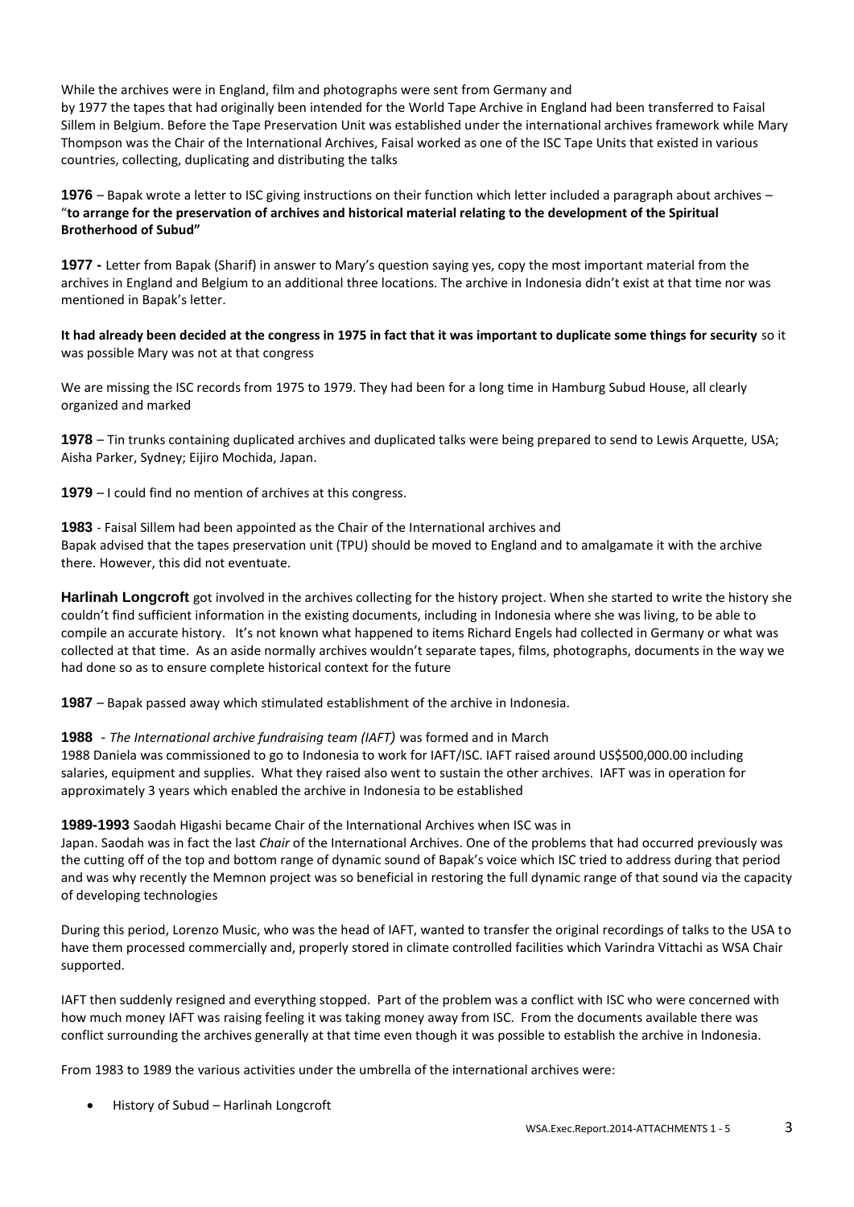While the archives were in England, film and photographs were sent from Germany and by 1977 the tapes that had originally been intended for the World Tape Archive in England had been transferred to Faisal Sillem in Belgium. Before the Tape Preservation Unit was established under the international archives framework while Mary Thompson was the Chair of the International Archives, Faisal worked as one of the ISC Tape Units that existed in various countries, collecting, duplicating and distributing the talks

**1976** – Bapak wrote a letter to ISC giving instructions on their function which letter included a paragraph about archives – "**to arrange for the preservation of archives and historical material relating to the development of the Spiritual Brotherhood of Subud"**

**1977 -** Letter from Bapak (Sharif) in answer to Mary's question saying yes, copy the most important material from the archives in England and Belgium to an additional three locations. The archive in Indonesia didn't exist at that time nor was mentioned in Bapak's letter.

**It had already been decided at the congress in 1975 in fact that it was important to duplicate some things for security** so it was possible Mary was not at that congress

We are missing the ISC records from 1975 to 1979. They had been for a long time in Hamburg Subud House, all clearly organized and marked

**1978** – Tin trunks containing duplicated archives and duplicated talks were being prepared to send to Lewis Arquette, USA; Aisha Parker, Sydney; Eijiro Mochida, Japan.

**1979** – I could find no mention of archives at this congress.

**1983** - Faisal Sillem had been appointed as the Chair of the International archives and Bapak advised that the tapes preservation unit (TPU) should be moved to England and to amalgamate it with the archive there. However, this did not eventuate.

**Harlinah Longcroft** got involved in the archives collecting for the history project. When she started to write the history she couldn't find sufficient information in the existing documents, including in Indonesia where she was living, to be able to compile an accurate history. It's not known what happened to items Richard Engels had collected in Germany or what was collected at that time. As an aside normally archives wouldn't separate tapes, films, photographs, documents in the way we had done so as to ensure complete historical context for the future

**1987** – Bapak passed away which stimulated establishment of the archive in Indonesia.

**1988** - *The International archive fundraising team (IAFT)* was formed and in March 1988 Daniela was commissioned to go to Indonesia to work for IAFT/ISC. IAFT raised around US$500,000.00 including salaries, equipment and supplies. What they raised also went to sustain the other archives. IAFT was in operation for approximately 3 years which enabled the archive in Indonesia to be established

**1989-1993** Saodah Higashi became Chair of the International Archives when ISC was in Japan. Saodah was in fact the last *Chair* of the International Archives. One of the problems that had occurred previously was the cutting off of the top and bottom range of dynamic sound of Bapak's voice which ISC tried to address during that period and was why recently the Memnon project was so beneficial in restoring the full dynamic range of that sound via the capacity of developing technologies

During this period, Lorenzo Music, who was the head of IAFT, wanted to transfer the original recordings of talks to the USA to have them processed commercially and, properly stored in climate controlled facilities which Varindra Vittachi as WSA Chair supported.

IAFT then suddenly resigned and everything stopped. Part of the problem was a conflict with ISC who were concerned with how much money IAFT was raising feeling it was taking money away from ISC. From the documents available there was conflict surrounding the archives generally at that time even though it was possible to establish the archive in Indonesia.

From 1983 to 1989 the various activities under the umbrella of the international archives were:

- History of Subud – Harlinah Longcroft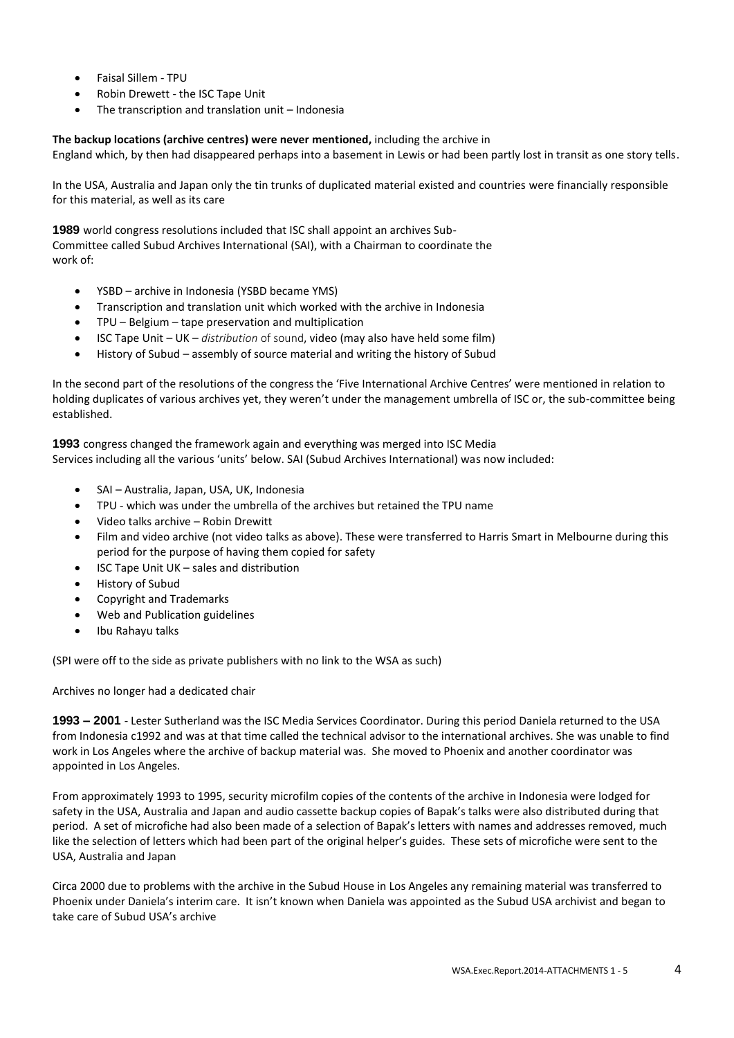- Faisal Sillem - TPU
- Robin Drewett - the ISC Tape Unit
- The transcription and translation unit – Indonesia

**The backup locations (archive centres) were never mentioned,** including the archive in England which, by then had disappeared perhaps into a basement in Lewis or had been partly lost in transit as one story tells.

In the USA, Australia and Japan only the tin trunks of duplicated material existed and countries were financially responsible for this material, as well as its care

**1989** world congress resolutions included that ISC shall appoint an archives Sub-Committee called Subud Archives International (SAI), with a Chairman to coordinate the work of:

- YSBD – archive in Indonesia (YSBD became YMS)
- Transcription and translation unit which worked with the archive in Indonesia
- TPU – Belgium – tape preservation and multiplication
- ISC Tape Unit – UK – *distribution* of sound, video (may also have held some film)
- History of Subud – assembly of source material and writing the history of Subud

In the second part of the resolutions of the congress the 'Five International Archive Centres' were mentioned in relation to holding duplicates of various archives yet, they weren't under the management umbrella of ISC or, the sub-committee being established.

**1993** congress changed the framework again and everything was merged into ISC Media Services including all the various 'units' below. SAI (Subud Archives International) was now included:

- SAI – Australia, Japan, USA, UK, Indonesia
- TPU - which was under the umbrella of the archives but retained the TPU name
- Video talks archive – Robin Drewitt
- Film and video archive (not video talks as above). These were transferred to Harris Smart in Melbourne during this period for the purpose of having them copied for safety
- ISC Tape Unit UK – sales and distribution
- History of Subud
- Copyright and Trademarks
- Web and Publication guidelines
- Ibu Rahayu talks

(SPI were off to the side as private publishers with no link to the WSA as such)

Archives no longer had a dedicated chair

**1993 – 2001** - Lester Sutherland was the ISC Media Services Coordinator. During this period Daniela returned to the USA from Indonesia c1992 and was at that time called the technical advisor to the international archives. She was unable to find work in Los Angeles where the archive of backup material was. She moved to Phoenix and another coordinator was appointed in Los Angeles.

From approximately 1993 to 1995, security microfilm copies of the contents of the archive in Indonesia were lodged for safety in the USA, Australia and Japan and audio cassette backup copies of Bapak's talks were also distributed during that period. A set of microfiche had also been made of a selection of Bapak's letters with names and addresses removed, much like the selection of letters which had been part of the original helper's guides. These sets of microfiche were sent to the USA, Australia and Japan

Circa 2000 due to problems with the archive in the Subud House in Los Angeles any remaining material was transferred to Phoenix under Daniela's interim care. It isn't known when Daniela was appointed as the Subud USA archivist and began to take care of Subud USA's archive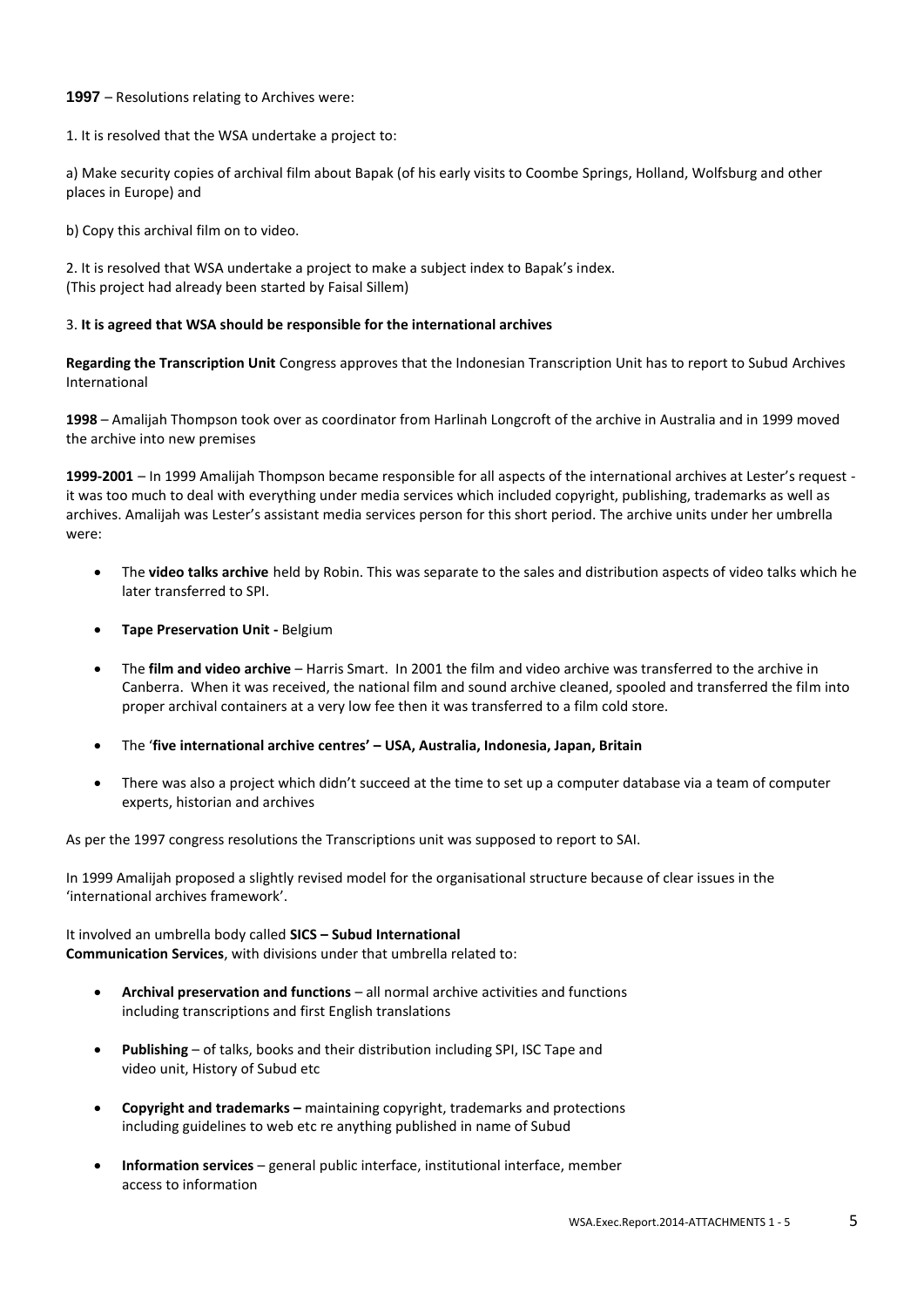**1997** – Resolutions relating to Archives were:

1. It is resolved that the WSA undertake a project to:

a) Make security copies of archival film about Bapak (of his early visits to Coombe Springs, Holland, Wolfsburg and other places in Europe) and

b) Copy this archival film on to video.

2. It is resolved that WSA undertake a project to make a subject index to Bapak's index. (This project had already been started by Faisal Sillem)

3. **It is agreed that WSA should be responsible for the international archives**

**Regarding the Transcription Unit** Congress approves that the Indonesian Transcription Unit has to report to Subud Archives International

**1998** – Amalijah Thompson took over as coordinator from Harlinah Longcroft of the archive in Australia and in 1999 moved the archive into new premises

**1999-2001** – In 1999 Amalijah Thompson became responsible for all aspects of the international archives at Lester's request - it was too much to deal with everything under media services which included copyright, publishing, trademarks as well as archives. Amalijah was Lester's assistant media services person for this short period. The archive units under her umbrella were:

- The **video talks archive** held by Robin. This was separate to the sales and distribution aspects of video talks which he later transferred to SPI.
- **Tape Preservation Unit -** Belgium
- The **film and video archive** – Harris Smart. In 2001 the film and video archive was transferred to the archive in Canberra. When it was received, the national film and sound archive cleaned, spooled and transferred the film into proper archival containers at a very low fee then it was transferred to a film cold store.
- The '**five international archive centres' – USA, Australia, Indonesia, Japan, Britain**
- There was also a project which didn't succeed at the time to set up a computer database via a team of computer experts, historian and archives

As per the 1997 congress resolutions the Transcriptions unit was supposed to report to SAI.

In 1999 Amalijah proposed a slightly revised model for the organisational structure because of clear issues in the 'international archives framework'.

It involved an umbrella body called **SICS – Subud International Communication Services**, with divisions under that umbrella related to:

- **Archival preservation and functions** – all normal archive activities and functions including transcriptions and first English translations
- **Publishing** – of talks, books and their distribution including SPI, ISC Tape and video unit, History of Subud etc
- **Copyright and trademarks –** maintaining copyright, trademarks and protections including guidelines to web etc re anything published in name of Subud
- **Information services** – general public interface, institutional interface, member access to information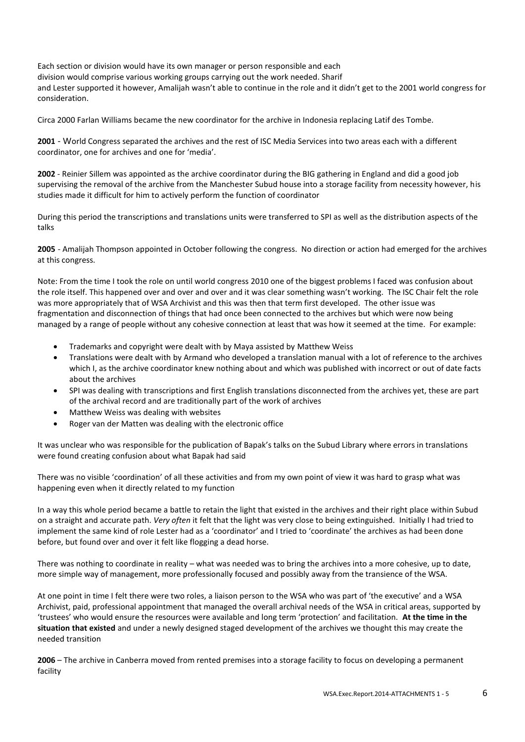Each section or division would have its own manager or person responsible and each
division would comprise various working groups carrying out the work needed. Sharif
and Lester supported it however, Amalijah wasn't able to continue in the role and it didn't get to the 2001 world congress for consideration.

Circa 2000 Farlan Williams became the new coordinator for the archive in Indonesia replacing Latif des Tombe.

**2001** - World Congress separated the archives and the rest of ISC Media Services into two areas each with a different coordinator, one for archives and one for 'media'.

**2002** - Reinier Sillem was appointed as the archive coordinator during the BIG gathering in England and did a good job supervising the removal of the archive from the Manchester Subud house into a storage facility from necessity however, his studies made it difficult for him to actively perform the function of coordinator

During this period the transcriptions and translations units were transferred to SPI as well as the distribution aspects of the talks

**2005** - Amalijah Thompson appointed in October following the congress. No direction or action had emerged for the archives at this congress.

Note: From the time I took the role on until world congress 2010 one of the biggest problems I faced was confusion about the role itself. This happened over and over and over and it was clear something wasn't working. The ISC Chair felt the role was more appropriately that of WSA Archivist and this was then that term first developed. The other issue was fragmentation and disconnection of things that had once been connected to the archives but which were now being managed by a range of people without any cohesive connection at least that was how it seemed at the time. For example:

- Trademarks and copyright were dealt with by Maya assisted by Matthew Weiss
- Translations were dealt with by Armand who developed a translation manual with a lot of reference to the archives which I, as the archive coordinator knew nothing about and which was published with incorrect or out of date facts about the archives
- SPI was dealing with transcriptions and first English translations disconnected from the archives yet, these are part of the archival record and are traditionally part of the work of archives
- Matthew Weiss was dealing with websites
- Roger van der Matten was dealing with the electronic office

It was unclear who was responsible for the publication of Bapak's talks on the Subud Library where errors in translations were found creating confusion about what Bapak had said

There was no visible 'coordination' of all these activities and from my own point of view it was hard to grasp what was happening even when it directly related to my function

In a way this whole period became a battle to retain the light that existed in the archives and their right place within Subud on a straight and accurate path. *Very often* it felt that the light was very close to being extinguished. Initially I had tried to implement the same kind of role Lester had as a 'coordinator' and I tried to 'coordinate' the archives as had been done before, but found over and over it felt like flogging a dead horse.

There was nothing to coordinate in reality – what was needed was to bring the archives into a more cohesive, up to date, more simple way of management, more professionally focused and possibly away from the transience of the WSA.

At one point in time I felt there were two roles, a liaison person to the WSA who was part of 'the executive' and a WSA Archivist, paid, professional appointment that managed the overall archival needs of the WSA in critical areas, supported by 'trustees' who would ensure the resources were available and long term 'protection' and facilitation. **At the time in the situation that existed** and under a newly designed staged development of the archives we thought this may create the needed transition

**2006** – The archive in Canberra moved from rented premises into a storage facility to focus on developing a permanent facility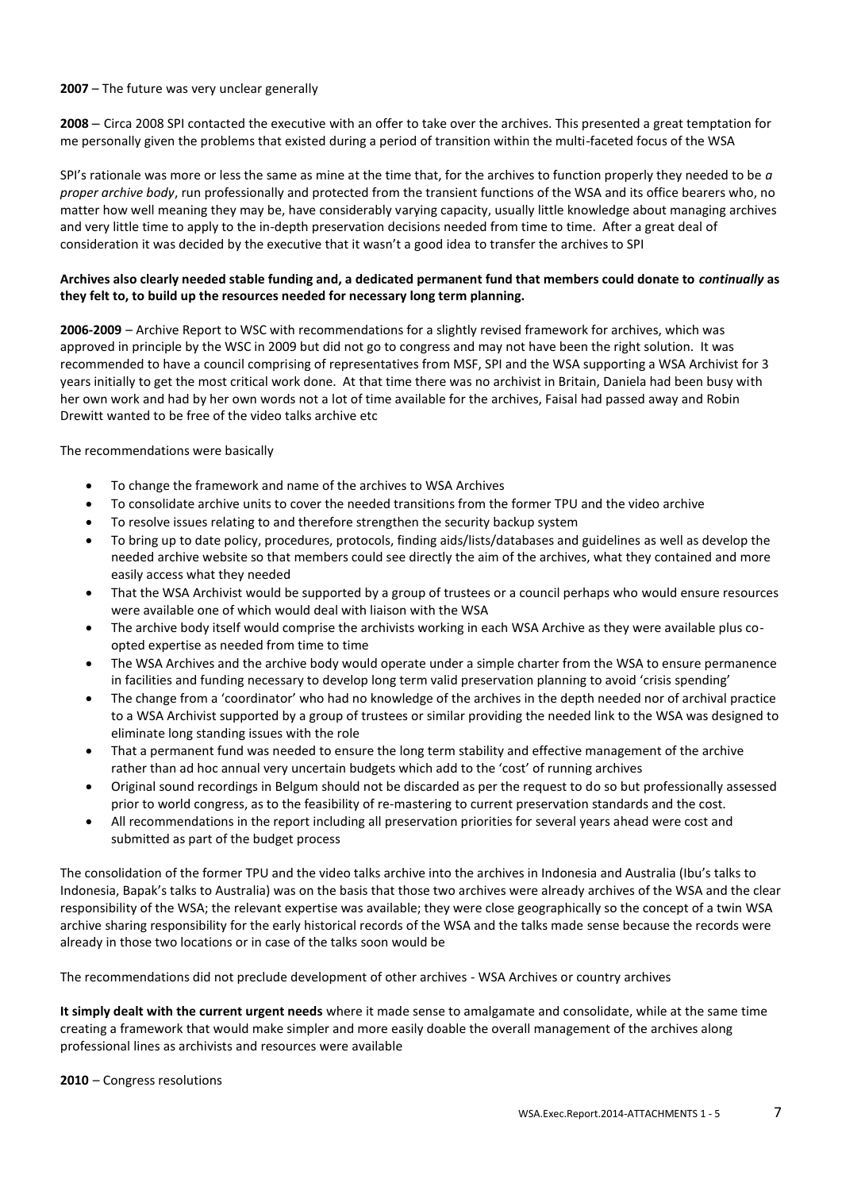**2007** – The future was very unclear generally

**2008** – Circa 2008 SPI contacted the executive with an offer to take over the archives. This presented a great temptation for me personally given the problems that existed during a period of transition within the multi-faceted focus of the WSA

SPI's rationale was more or less the same as mine at the time that, for the archives to function properly they needed to be *a proper archive body*, run professionally and protected from the transient functions of the WSA and its office bearers who, no matter how well meaning they may be, have considerably varying capacity, usually little knowledge about managing archives and very little time to apply to the in-depth preservation decisions needed from time to time. After a great deal of consideration it was decided by the executive that it wasn't a good idea to transfer the archives to SPI

**Archives also clearly needed stable funding and, a dedicated permanent fund that members could donate to *continually* as they felt to, to build up the resources needed for necessary long term planning.**

**2006-2009** – Archive Report to WSC with recommendations for a slightly revised framework for archives, which was approved in principle by the WSC in 2009 but did not go to congress and may not have been the right solution. It was recommended to have a council comprising of representatives from MSF, SPI and the WSA supporting a WSA Archivist for 3 years initially to get the most critical work done. At that time there was no archivist in Britain, Daniela had been busy with her own work and had by her own words not a lot of time available for the archives, Faisal had passed away and Robin Drewitt wanted to be free of the video talks archive etc

The recommendations were basically

- To change the framework and name of the archives to WSA Archives
- To consolidate archive units to cover the needed transitions from the former TPU and the video archive
- To resolve issues relating to and therefore strengthen the security backup system
- To bring up to date policy, procedures, protocols, finding aids/lists/databases and guidelines as well as develop the needed archive website so that members could see directly the aim of the archives, what they contained and more easily access what they needed
- That the WSA Archivist would be supported by a group of trustees or a council perhaps who would ensure resources were available one of which would deal with liaison with the WSA
- The archive body itself would comprise the archivists working in each WSA Archive as they were available plus co-opted expertise as needed from time to time
- The WSA Archives and the archive body would operate under a simple charter from the WSA to ensure permanence in facilities and funding necessary to develop long term valid preservation planning to avoid 'crisis spending'
- The change from a 'coordinator' who had no knowledge of the archives in the depth needed nor of archival practice to a WSA Archivist supported by a group of trustees or similar providing the needed link to the WSA was designed to eliminate long standing issues with the role
- That a permanent fund was needed to ensure the long term stability and effective management of the archive rather than ad hoc annual very uncertain budgets which add to the 'cost' of running archives
- Original sound recordings in Belgum should not be discarded as per the request to do so but professionally assessed prior to world congress, as to the feasibility of re-mastering to current preservation standards and the cost.
- All recommendations in the report including all preservation priorities for several years ahead were cost and submitted as part of the budget process

The consolidation of the former TPU and the video talks archive into the archives in Indonesia and Australia (Ibu's talks to Indonesia, Bapak's talks to Australia) was on the basis that those two archives were already archives of the WSA and the clear responsibility of the WSA; the relevant expertise was available; they were close geographically so the concept of a twin WSA archive sharing responsibility for the early historical records of the WSA and the talks made sense because the records were already in those two locations or in case of the talks soon would be

The recommendations did not preclude development of other archives - WSA Archives or country archives

**It simply dealt with the current urgent needs** where it made sense to amalgamate and consolidate, while at the same time creating a framework that would make simpler and more easily doable the overall management of the archives along professional lines as archivists and resources were available

**2010** – Congress resolutions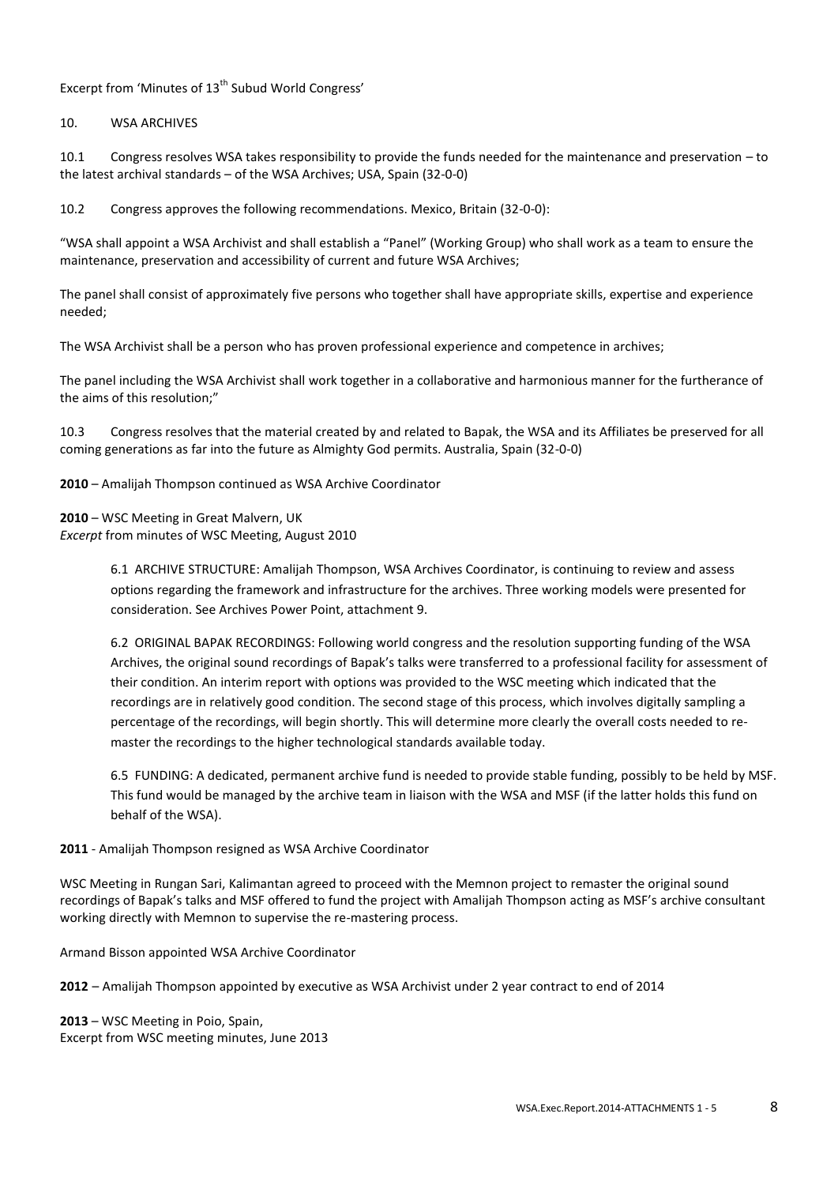Excerpt from 'Minutes of 13th Subud World Congress'

10. WSA ARCHIVES

10.1 Congress resolves WSA takes responsibility to provide the funds needed for the maintenance and preservation – to the latest archival standards – of the WSA Archives; USA, Spain (32-0-0)

10.2 Congress approves the following recommendations. Mexico, Britain (32-0-0):

"WSA shall appoint a WSA Archivist and shall establish a "Panel" (Working Group) who shall work as a team to ensure the maintenance, preservation and accessibility of current and future WSA Archives;

The panel shall consist of approximately five persons who together shall have appropriate skills, expertise and experience needed;

The WSA Archivist shall be a person who has proven professional experience and competence in archives;

The panel including the WSA Archivist shall work together in a collaborative and harmonious manner for the furtherance of the aims of this resolution;"

10.3 Congress resolves that the material created by and related to Bapak, the WSA and its Affiliates be preserved for all coming generations as far into the future as Almighty God permits. Australia, Spain (32-0-0)

**2010** – Amalijah Thompson continued as WSA Archive Coordinator

**2010** – WSC Meeting in Great Malvern, UK
*Excerpt* from minutes of WSC Meeting, August 2010

> 6.1 ARCHIVE STRUCTURE: Amalijah Thompson, WSA Archives Coordinator, is continuing to review and assess options regarding the framework and infrastructure for the archives. Three working models were presented for consideration. See Archives Power Point, attachment 9.
>
> 6.2 ORIGINAL BAPAK RECORDINGS: Following world congress and the resolution supporting funding of the WSA Archives, the original sound recordings of Bapak's talks were transferred to a professional facility for assessment of their condition. An interim report with options was provided to the WSC meeting which indicated that the recordings are in relatively good condition. The second stage of this process, which involves digitally sampling a percentage of the recordings, will begin shortly. This will determine more clearly the overall costs needed to re-master the recordings to the higher technological standards available today.
>
> 6.5 FUNDING: A dedicated, permanent archive fund is needed to provide stable funding, possibly to be held by MSF. This fund would be managed by the archive team in liaison with the WSA and MSF (if the latter holds this fund on behalf of the WSA).

**2011** - Amalijah Thompson resigned as WSA Archive Coordinator

WSC Meeting in Rungan Sari, Kalimantan agreed to proceed with the Memnon project to remaster the original sound recordings of Bapak's talks and MSF offered to fund the project with Amalijah Thompson acting as MSF's archive consultant working directly with Memnon to supervise the re-mastering process.

Armand Bisson appointed WSA Archive Coordinator

**2012** – Amalijah Thompson appointed by executive as WSA Archivist under 2 year contract to end of 2014

**2013** – WSC Meeting in Poio, Spain,
Excerpt from WSC meeting minutes, June 2013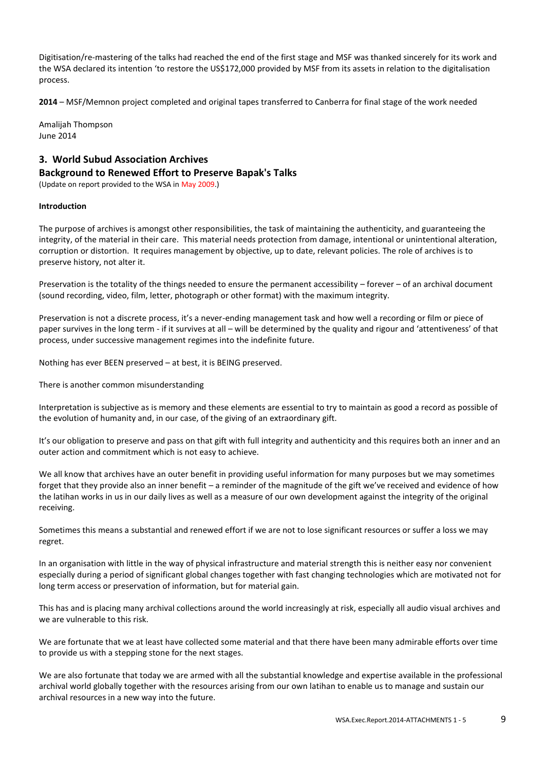Digitisation/re-mastering of the talks had reached the end of the first stage and MSF was thanked sincerely for its work and the WSA declared its intention 'to restore the US$172,000 provided by MSF from its assets in relation to the digitalisation process.

**2014** – MSF/Memnon project completed and original tapes transferred to Canberra for final stage of the work needed

Amalijah Thompson
June 2014

## 3. World Subud Association Archives

## Background to Renewed Effort to Preserve Bapak's Talks

(Update on report provided to the WSA in May 2009.)

**Introduction**

The purpose of archives is amongst other responsibilities, the task of maintaining the authenticity, and guaranteeing the integrity, of the material in their care. This material needs protection from damage, intentional or unintentional alteration, corruption or distortion. It requires management by objective, up to date, relevant policies. The role of archives is to preserve history, not alter it.

Preservation is the totality of the things needed to ensure the permanent accessibility – forever – of an archival document (sound recording, video, film, letter, photograph or other format) with the maximum integrity.

Preservation is not a discrete process, it's a never-ending management task and how well a recording or film or piece of paper survives in the long term - if it survives at all – will be determined by the quality and rigour and 'attentiveness' of that process, under successive management regimes into the indefinite future.

Nothing has ever BEEN preserved – at best, it is BEING preserved.

There is another common misunderstanding

Interpretation is subjective as is memory and these elements are essential to try to maintain as good a record as possible of the evolution of humanity and, in our case, of the giving of an extraordinary gift.

It's our obligation to preserve and pass on that gift with full integrity and authenticity and this requires both an inner and an outer action and commitment which is not easy to achieve.

We all know that archives have an outer benefit in providing useful information for many purposes but we may sometimes forget that they provide also an inner benefit – a reminder of the magnitude of the gift we've received and evidence of how the latihan works in us in our daily lives as well as a measure of our own development against the integrity of the original receiving.

Sometimes this means a substantial and renewed effort if we are not to lose significant resources or suffer a loss we may regret.

In an organisation with little in the way of physical infrastructure and material strength this is neither easy nor convenient especially during a period of significant global changes together with fast changing technologies which are motivated not for long term access or preservation of information, but for material gain.

This has and is placing many archival collections around the world increasingly at risk, especially all audio visual archives and we are vulnerable to this risk.

We are fortunate that we at least have collected some material and that there have been many admirable efforts over time to provide us with a stepping stone for the next stages.

We are also fortunate that today we are armed with all the substantial knowledge and expertise available in the professional archival world globally together with the resources arising from our own latihan to enable us to manage and sustain our archival resources in a new way into the future.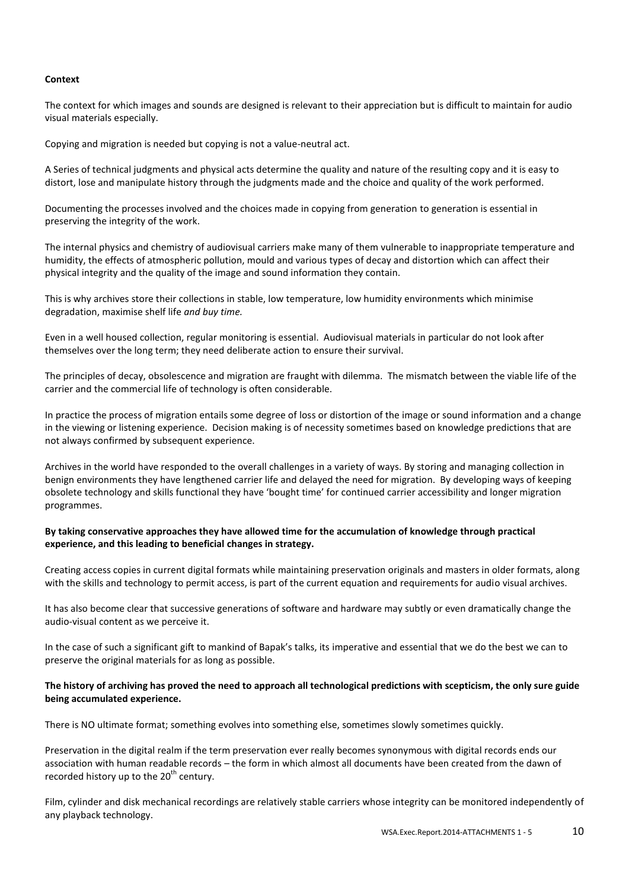**Context**

The context for which images and sounds are designed is relevant to their appreciation but is difficult to maintain for audio visual materials especially.

Copying and migration is needed but copying is not a value-neutral act.

A Series of technical judgments and physical acts determine the quality and nature of the resulting copy and it is easy to distort, lose and manipulate history through the judgments made and the choice and quality of the work performed.

Documenting the processes involved and the choices made in copying from generation to generation is essential in preserving the integrity of the work.

The internal physics and chemistry of audiovisual carriers make many of them vulnerable to inappropriate temperature and humidity, the effects of atmospheric pollution, mould and various types of decay and distortion which can affect their physical integrity and the quality of the image and sound information they contain.

This is why archives store their collections in stable, low temperature, low humidity environments which minimise degradation, maximise shelf life *and buy time.*

Even in a well housed collection, regular monitoring is essential. Audiovisual materials in particular do not look after themselves over the long term; they need deliberate action to ensure their survival.

The principles of decay, obsolescence and migration are fraught with dilemma. The mismatch between the viable life of the carrier and the commercial life of technology is often considerable.

In practice the process of migration entails some degree of loss or distortion of the image or sound information and a change in the viewing or listening experience. Decision making is of necessity sometimes based on knowledge predictions that are not always confirmed by subsequent experience.

Archives in the world have responded to the overall challenges in a variety of ways. By storing and managing collection in benign environments they have lengthened carrier life and delayed the need for migration. By developing ways of keeping obsolete technology and skills functional they have 'bought time' for continued carrier accessibility and longer migration programmes.

**By taking conservative approaches they have allowed time for the accumulation of knowledge through practical experience, and this leading to beneficial changes in strategy.**

Creating access copies in current digital formats while maintaining preservation originals and masters in older formats, along with the skills and technology to permit access, is part of the current equation and requirements for audio visual archives.

It has also become clear that successive generations of software and hardware may subtly or even dramatically change the audio-visual content as we perceive it.

In the case of such a significant gift to mankind of Bapak's talks, its imperative and essential that we do the best we can to preserve the original materials for as long as possible.

**The history of archiving has proved the need to approach all technological predictions with scepticism, the only sure guide being accumulated experience.**

There is NO ultimate format; something evolves into something else, sometimes slowly sometimes quickly.

Preservation in the digital realm if the term preservation ever really becomes synonymous with digital records ends our association with human readable records – the form in which almost all documents have been created from the dawn of recorded history up to the 20th century.

Film, cylinder and disk mechanical recordings are relatively stable carriers whose integrity can be monitored independently of any playback technology.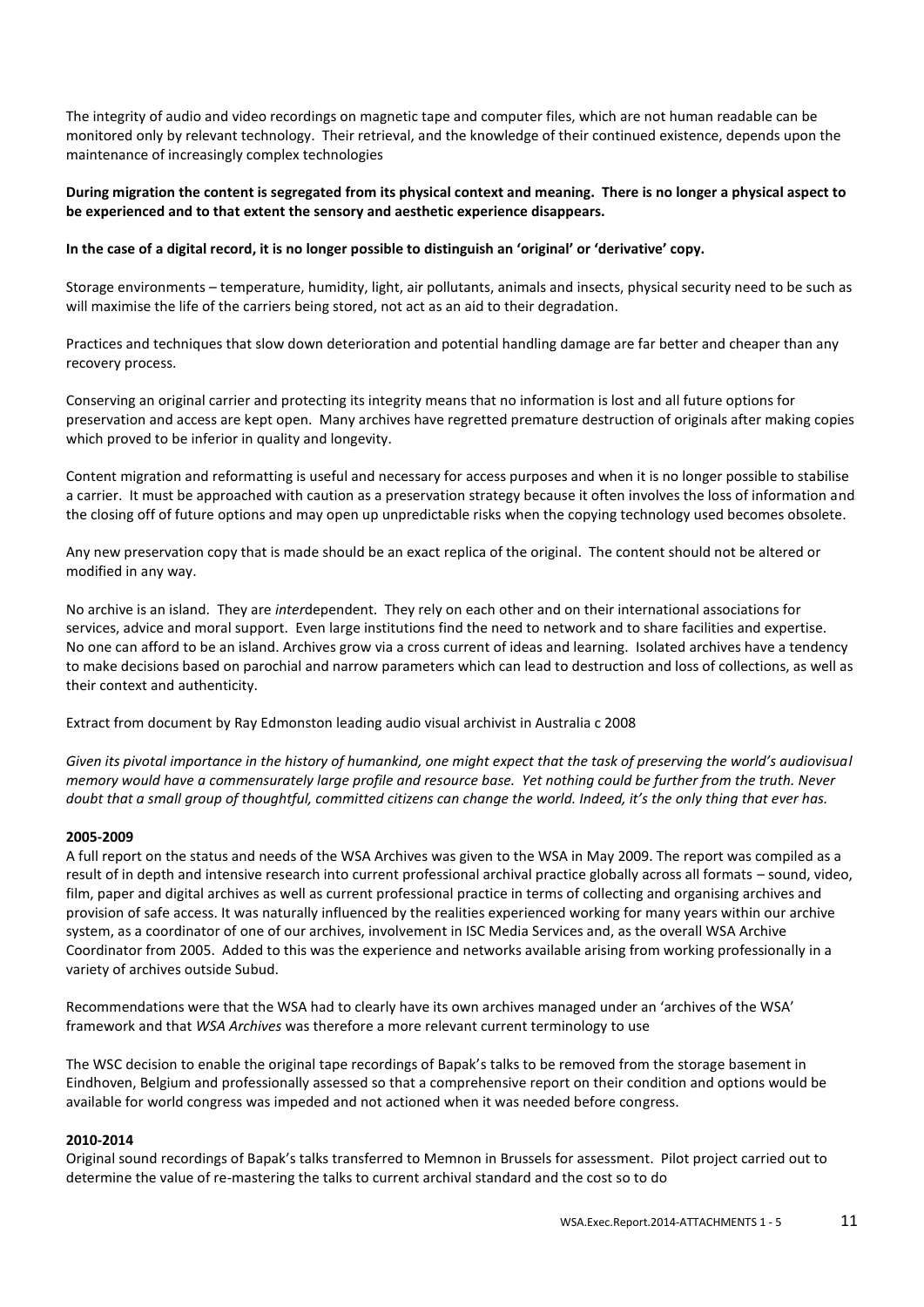The integrity of audio and video recordings on magnetic tape and computer files, which are not human readable can be monitored only by relevant technology. Their retrieval, and the knowledge of their continued existence, depends upon the maintenance of increasingly complex technologies

**During migration the content is segregated from its physical context and meaning. There is no longer a physical aspect to be experienced and to that extent the sensory and aesthetic experience disappears.**

**In the case of a digital record, it is no longer possible to distinguish an 'original' or 'derivative' copy.**

Storage environments – temperature, humidity, light, air pollutants, animals and insects, physical security need to be such as will maximise the life of the carriers being stored, not act as an aid to their degradation.

Practices and techniques that slow down deterioration and potential handling damage are far better and cheaper than any recovery process.

Conserving an original carrier and protecting its integrity means that no information is lost and all future options for preservation and access are kept open. Many archives have regretted premature destruction of originals after making copies which proved to be inferior in quality and longevity.

Content migration and reformatting is useful and necessary for access purposes and when it is no longer possible to stabilise a carrier. It must be approached with caution as a preservation strategy because it often involves the loss of information and the closing off of future options and may open up unpredictable risks when the copying technology used becomes obsolete.

Any new preservation copy that is made should be an exact replica of the original. The content should not be altered or modified in any way.

No archive is an island. They are *inter*dependent. They rely on each other and on their international associations for services, advice and moral support. Even large institutions find the need to network and to share facilities and expertise. No one can afford to be an island. Archives grow via a cross current of ideas and learning. Isolated archives have a tendency to make decisions based on parochial and narrow parameters which can lead to destruction and loss of collections, as well as their context and authenticity.

Extract from document by Ray Edmonston leading audio visual archivist in Australia c 2008

*Given its pivotal importance in the history of humankind, one might expect that the task of preserving the world's audiovisual memory would have a commensurately large profile and resource base. Yet nothing could be further from the truth. Never doubt that a small group of thoughtful, committed citizens can change the world. Indeed, it's the only thing that ever has.*

**2005-2009**

A full report on the status and needs of the WSA Archives was given to the WSA in May 2009. The report was compiled as a result of in depth and intensive research into current professional archival practice globally across all formats – sound, video, film, paper and digital archives as well as current professional practice in terms of collecting and organising archives and provision of safe access. It was naturally influenced by the realities experienced working for many years within our archive system, as a coordinator of one of our archives, involvement in ISC Media Services and, as the overall WSA Archive Coordinator from 2005. Added to this was the experience and networks available arising from working professionally in a variety of archives outside Subud.

Recommendations were that the WSA had to clearly have its own archives managed under an 'archives of the WSA' framework and that *WSA Archives* was therefore a more relevant current terminology to use

The WSC decision to enable the original tape recordings of Bapak's talks to be removed from the storage basement in Eindhoven, Belgium and professionally assessed so that a comprehensive report on their condition and options would be available for world congress was impeded and not actioned when it was needed before congress.

**2010-2014**

Original sound recordings of Bapak's talks transferred to Memnon in Brussels for assessment. Pilot project carried out to determine the value of re-mastering the talks to current archival standard and the cost so to do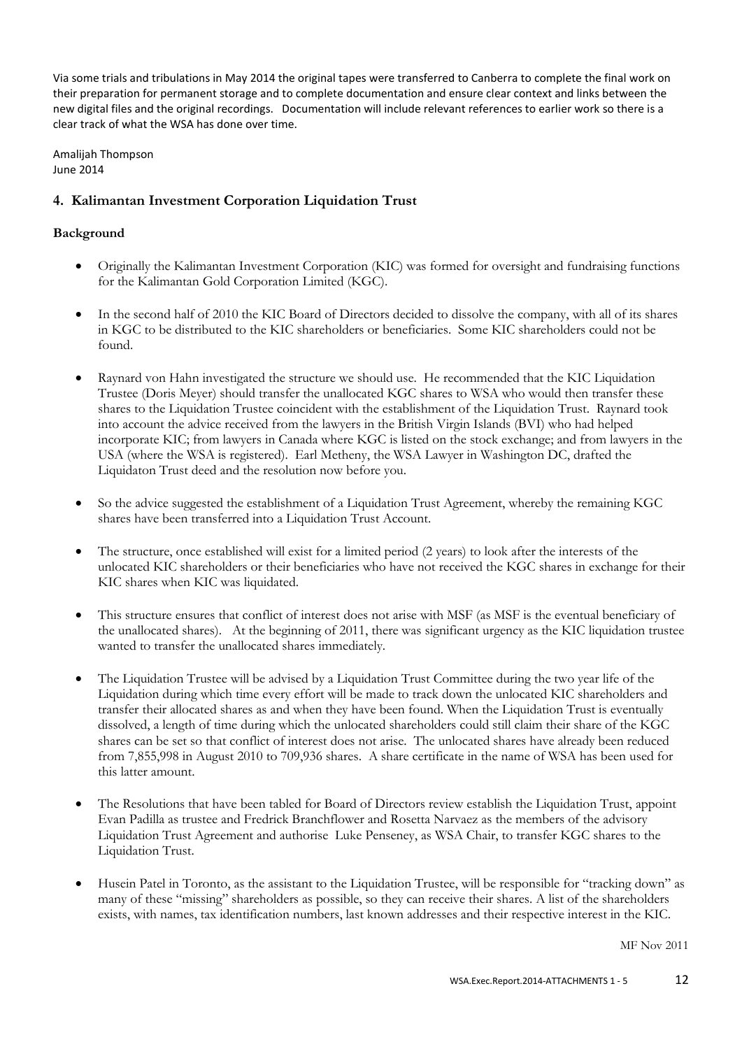Via some trials and tribulations in May 2014 the original tapes were transferred to Canberra to complete the final work on their preparation for permanent storage and to complete documentation and ensure clear context and links between the new digital files and the original recordings. Documentation will include relevant references to earlier work so there is a clear track of what the WSA has done over time.

Amalijah Thompson
June 2014

## 4. Kalimantan Investment Corporation Liquidation Trust

### Background

- Originally the Kalimantan Investment Corporation (KIC) was formed for oversight and fundraising functions for the Kalimantan Gold Corporation Limited (KGC).
- In the second half of 2010 the KIC Board of Directors decided to dissolve the company, with all of its shares in KGC to be distributed to the KIC shareholders or beneficiaries. Some KIC shareholders could not be found.
- Raynard von Hahn investigated the structure we should use. He recommended that the KIC Liquidation Trustee (Doris Meyer) should transfer the unallocated KGC shares to WSA who would then transfer these shares to the Liquidation Trustee coincident with the establishment of the Liquidation Trust. Raynard took into account the advice received from the lawyers in the British Virgin Islands (BVI) who had helped incorporate KIC; from lawyers in Canada where KGC is listed on the stock exchange; and from lawyers in the USA (where the WSA is registered). Earl Metheny, the WSA Lawyer in Washington DC, drafted the Liquidaton Trust deed and the resolution now before you.
- So the advice suggested the establishment of a Liquidation Trust Agreement, whereby the remaining KGC shares have been transferred into a Liquidation Trust Account.
- The structure, once established will exist for a limited period (2 years) to look after the interests of the unlocated KIC shareholders or their beneficiaries who have not received the KGC shares in exchange for their KIC shares when KIC was liquidated.
- This structure ensures that conflict of interest does not arise with MSF (as MSF is the eventual beneficiary of the unallocated shares). At the beginning of 2011, there was significant urgency as the KIC liquidation trustee wanted to transfer the unallocated shares immediately.
- The Liquidation Trustee will be advised by a Liquidation Trust Committee during the two year life of the Liquidation during which time every effort will be made to track down the unlocated KIC shareholders and transfer their allocated shares as and when they have been found. When the Liquidation Trust is eventually dissolved, a length of time during which the unlocated shareholders could still claim their share of the KGC shares can be set so that conflict of interest does not arise. The unlocated shares have already been reduced from 7,855,998 in August 2010 to 709,936 shares. A share certificate in the name of WSA has been used for this latter amount.
- The Resolutions that have been tabled for Board of Directors review establish the Liquidation Trust, appoint Evan Padilla as trustee and Fredrick Branchflower and Rosetta Narvaez as the members of the advisory Liquidation Trust Agreement and authorise Luke Penseney, as WSA Chair, to transfer KGC shares to the Liquidation Trust.
- Husein Patel in Toronto, as the assistant to the Liquidation Trustee, will be responsible for "tracking down" as many of these "missing" shareholders as possible, so they can receive their shares. A list of the shareholders exists, with names, tax identification numbers, last known addresses and their respective interest in the KIC.

MF Nov 2011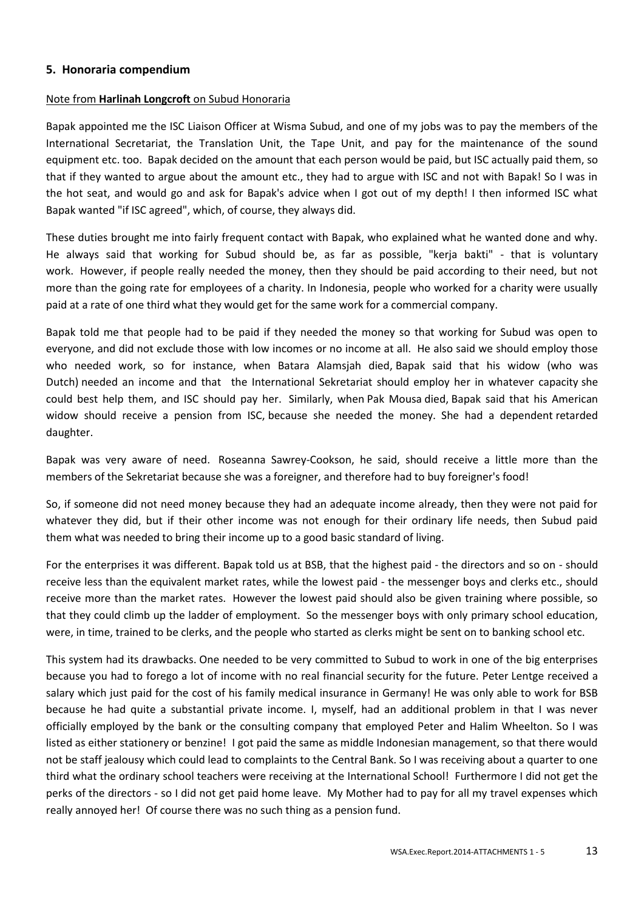## 5. Honoraria compendium

Note from **Harlinah Longcroft** on Subud Honoraria

Bapak appointed me the ISC Liaison Officer at Wisma Subud, and one of my jobs was to pay the members of the International Secretariat, the Translation Unit, the Tape Unit, and pay for the maintenance of the sound equipment etc. too. Bapak decided on the amount that each person would be paid, but ISC actually paid them, so that if they wanted to argue about the amount etc., they had to argue with ISC and not with Bapak! So I was in the hot seat, and would go and ask for Bapak's advice when I got out of my depth! I then informed ISC what Bapak wanted "if ISC agreed", which, of course, they always did.

These duties brought me into fairly frequent contact with Bapak, who explained what he wanted done and why. He always said that working for Subud should be, as far as possible, "kerja bakti" - that is voluntary work. However, if people really needed the money, then they should be paid according to their need, but not more than the going rate for employees of a charity. In Indonesia, people who worked for a charity were usually paid at a rate of one third what they would get for the same work for a commercial company.

Bapak told me that people had to be paid if they needed the money so that working for Subud was open to everyone, and did not exclude those with low incomes or no income at all. He also said we should employ those who needed work, so for instance, when Batara Alamsjah died, Bapak said that his widow (who was Dutch) needed an income and that the International Sekretariat should employ her in whatever capacity she could best help them, and ISC should pay her. Similarly, when Pak Mousa died, Bapak said that his American widow should receive a pension from ISC, because she needed the money. She had a dependent retarded daughter.

Bapak was very aware of need. Roseanna Sawrey-Cookson, he said, should receive a little more than the members of the Sekretariat because she was a foreigner, and therefore had to buy foreigner's food!

So, if someone did not need money because they had an adequate income already, then they were not paid for whatever they did, but if their other income was not enough for their ordinary life needs, then Subud paid them what was needed to bring their income up to a good basic standard of living.

For the enterprises it was different. Bapak told us at BSB, that the highest paid - the directors and so on - should receive less than the equivalent market rates, while the lowest paid - the messenger boys and clerks etc., should receive more than the market rates. However the lowest paid should also be given training where possible, so that they could climb up the ladder of employment. So the messenger boys with only primary school education, were, in time, trained to be clerks, and the people who started as clerks might be sent on to banking school etc.

This system had its drawbacks. One needed to be very committed to Subud to work in one of the big enterprises because you had to forego a lot of income with no real financial security for the future. Peter Lentge received a salary which just paid for the cost of his family medical insurance in Germany! He was only able to work for BSB because he had quite a substantial private income. I, myself, had an additional problem in that I was never officially employed by the bank or the consulting company that employed Peter and Halim Wheelton. So I was listed as either stationery or benzine! I got paid the same as middle Indonesian management, so that there would not be staff jealousy which could lead to complaints to the Central Bank. So I was receiving about a quarter to one third what the ordinary school teachers were receiving at the International School! Furthermore I did not get the perks of the directors - so I did not get paid home leave. My Mother had to pay for all my travel expenses which really annoyed her! Of course there was no such thing as a pension fund.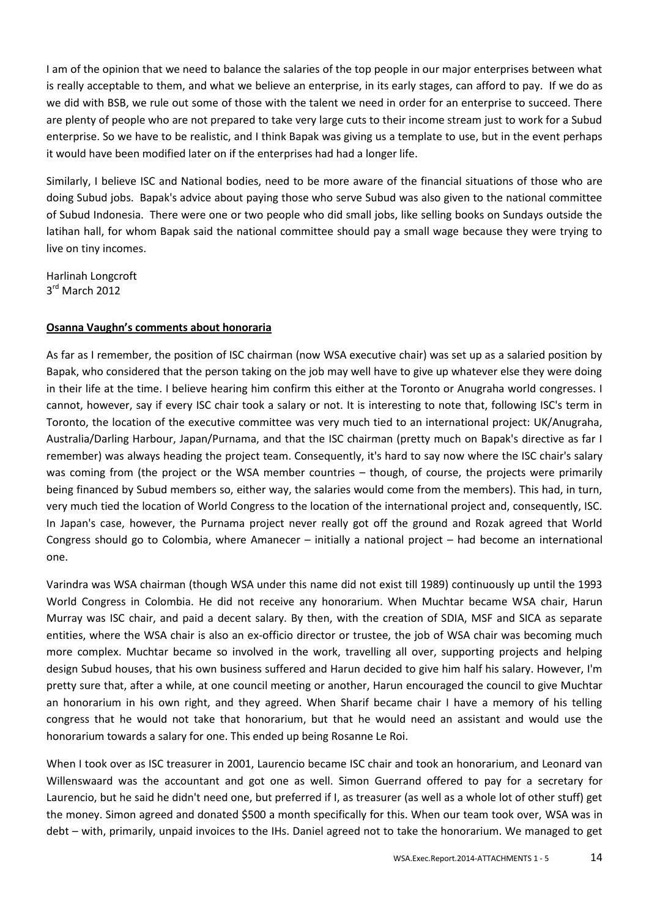I am of the opinion that we need to balance the salaries of the top people in our major enterprises between what is really acceptable to them, and what we believe an enterprise, in its early stages, can afford to pay. If we do as we did with BSB, we rule out some of those with the talent we need in order for an enterprise to succeed. There are plenty of people who are not prepared to take very large cuts to their income stream just to work for a Subud enterprise. So we have to be realistic, and I think Bapak was giving us a template to use, but in the event perhaps it would have been modified later on if the enterprises had had a longer life.

Similarly, I believe ISC and National bodies, need to be more aware of the financial situations of those who are doing Subud jobs. Bapak's advice about paying those who serve Subud was also given to the national committee of Subud Indonesia. There were one or two people who did small jobs, like selling books on Sundays outside the latihan hall, for whom Bapak said the national committee should pay a small wage because they were trying to live on tiny incomes.

Harlinah Longcroft
3rd March 2012

**Osanna Vaughn's comments about honoraria**

As far as I remember, the position of ISC chairman (now WSA executive chair) was set up as a salaried position by Bapak, who considered that the person taking on the job may well have to give up whatever else they were doing in their life at the time. I believe hearing him confirm this either at the Toronto or Anugraha world congresses. I cannot, however, say if every ISC chair took a salary or not. It is interesting to note that, following ISC's term in Toronto, the location of the executive committee was very much tied to an international project: UK/Anugraha, Australia/Darling Harbour, Japan/Purnama, and that the ISC chairman (pretty much on Bapak's directive as far I remember) was always heading the project team. Consequently, it's hard to say now where the ISC chair's salary was coming from (the project or the WSA member countries – though, of course, the projects were primarily being financed by Subud members so, either way, the salaries would come from the members). This had, in turn, very much tied the location of World Congress to the location of the international project and, consequently, ISC. In Japan's case, however, the Purnama project never really got off the ground and Rozak agreed that World Congress should go to Colombia, where Amanecer – initially a national project – had become an international one.

Varindra was WSA chairman (though WSA under this name did not exist till 1989) continuously up until the 1993 World Congress in Colombia. He did not receive any honorarium. When Muchtar became WSA chair, Harun Murray was ISC chair, and paid a decent salary. By then, with the creation of SDIA, MSF and SICA as separate entities, where the WSA chair is also an ex-officio director or trustee, the job of WSA chair was becoming much more complex. Muchtar became so involved in the work, travelling all over, supporting projects and helping design Subud houses, that his own business suffered and Harun decided to give him half his salary. However, I'm pretty sure that, after a while, at one council meeting or another, Harun encouraged the council to give Muchtar an honorarium in his own right, and they agreed. When Sharif became chair I have a memory of his telling congress that he would not take that honorarium, but that he would need an assistant and would use the honorarium towards a salary for one. This ended up being Rosanne Le Roi.

When I took over as ISC treasurer in 2001, Laurencio became ISC chair and took an honorarium, and Leonard van Willenswaard was the accountant and got one as well. Simon Guerrand offered to pay for a secretary for Laurencio, but he said he didn't need one, but preferred if I, as treasurer (as well as a whole lot of other stuff) get the money. Simon agreed and donated $500 a month specifically for this. When our team took over, WSA was in debt – with, primarily, unpaid invoices to the IHs. Daniel agreed not to take the honorarium. We managed to get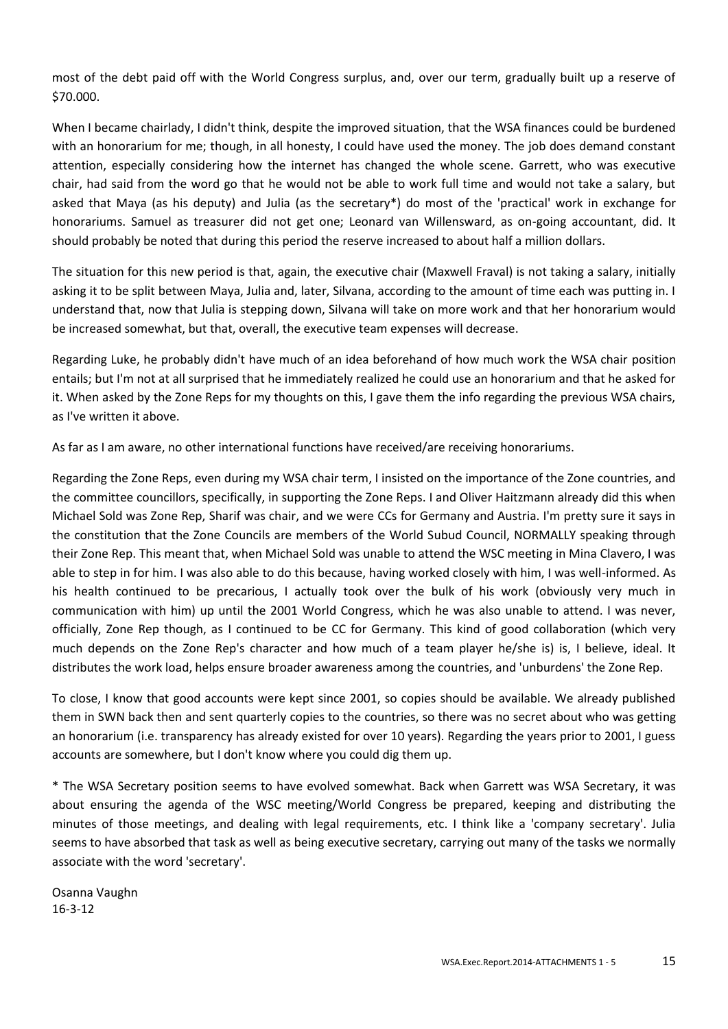most of the debt paid off with the World Congress surplus, and, over our term, gradually built up a reserve of \$70.000.

When I became chairlady, I didn't think, despite the improved situation, that the WSA finances could be burdened with an honorarium for me; though, in all honesty, I could have used the money. The job does demand constant attention, especially considering how the internet has changed the whole scene. Garrett, who was executive chair, had said from the word go that he would not be able to work full time and would not take a salary, but asked that Maya (as his deputy) and Julia (as the secretary*) do most of the 'practical' work in exchange for honorariums. Samuel as treasurer did not get one; Leonard van Willensward, as on-going accountant, did. It should probably be noted that during this period the reserve increased to about half a million dollars.

The situation for this new period is that, again, the executive chair (Maxwell Fraval) is not taking a salary, initially asking it to be split between Maya, Julia and, later, Silvana, according to the amount of time each was putting in. I understand that, now that Julia is stepping down, Silvana will take on more work and that her honorarium would be increased somewhat, but that, overall, the executive team expenses will decrease.

Regarding Luke, he probably didn't have much of an idea beforehand of how much work the WSA chair position entails; but I'm not at all surprised that he immediately realized he could use an honorarium and that he asked for it. When asked by the Zone Reps for my thoughts on this, I gave them the info regarding the previous WSA chairs, as I've written it above.

As far as I am aware, no other international functions have received/are receiving honorariums.

Regarding the Zone Reps, even during my WSA chair term, I insisted on the importance of the Zone countries, and the committee councillors, specifically, in supporting the Zone Reps. I and Oliver Haitzmann already did this when Michael Sold was Zone Rep, Sharif was chair, and we were CCs for Germany and Austria. I'm pretty sure it says in the constitution that the Zone Councils are members of the World Subud Council, NORMALLY speaking through their Zone Rep. This meant that, when Michael Sold was unable to attend the WSC meeting in Mina Clavero, I was able to step in for him. I was also able to do this because, having worked closely with him, I was well-informed. As his health continued to be precarious, I actually took over the bulk of his work (obviously very much in communication with him) up until the 2001 World Congress, which he was also unable to attend. I was never, officially, Zone Rep though, as I continued to be CC for Germany. This kind of good collaboration (which very much depends on the Zone Rep's character and how much of a team player he/she is) is, I believe, ideal. It distributes the work load, helps ensure broader awareness among the countries, and 'unburdens' the Zone Rep.

To close, I know that good accounts were kept since 2001, so copies should be available. We already published them in SWN back then and sent quarterly copies to the countries, so there was no secret about who was getting an honorarium (i.e. transparency has already existed for over 10 years). Regarding the years prior to 2001, I guess accounts are somewhere, but I don't know where you could dig them up.

* The WSA Secretary position seems to have evolved somewhat. Back when Garrett was WSA Secretary, it was about ensuring the agenda of the WSC meeting/World Congress be prepared, keeping and distributing the minutes of those meetings, and dealing with legal requirements, etc. I think like a 'company secretary'. Julia seems to have absorbed that task as well as being executive secretary, carrying out many of the tasks we normally associate with the word 'secretary'.

Osanna Vaughn
16-3-12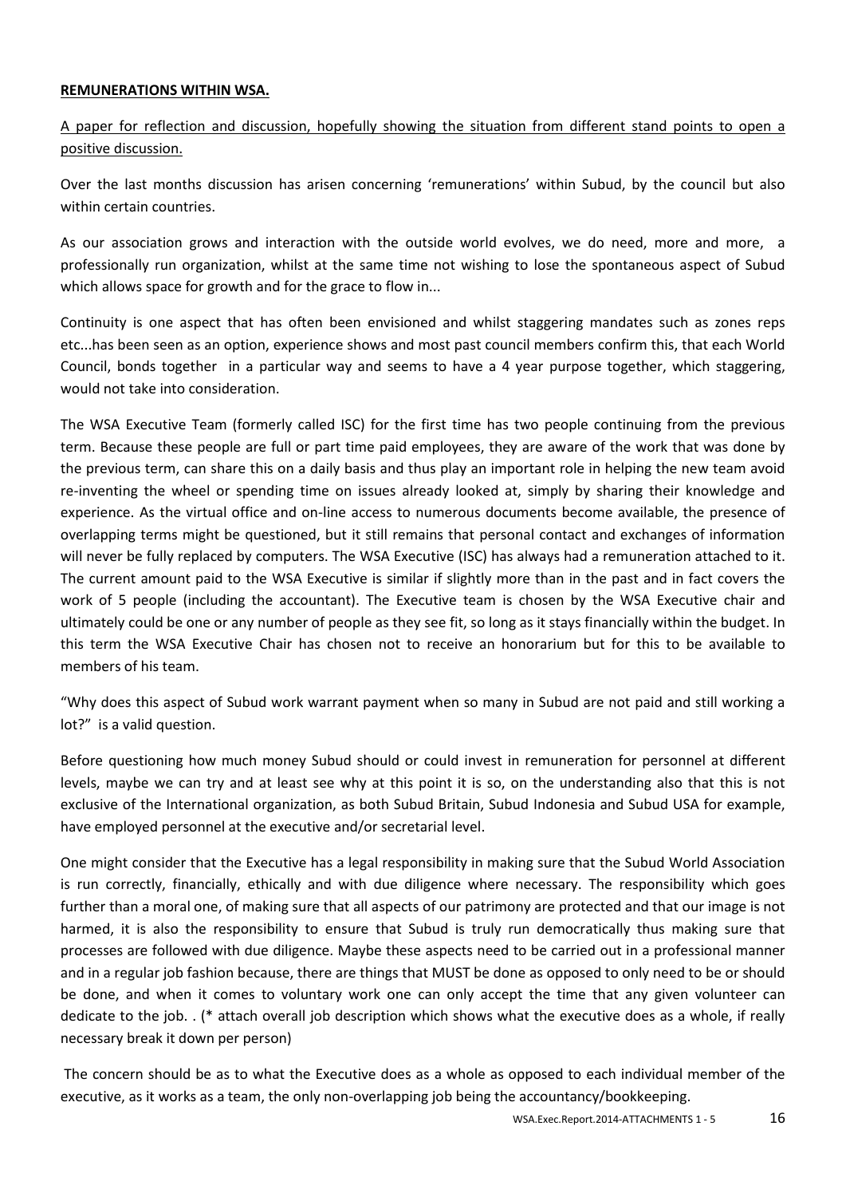**REMUNERATIONS WITHIN WSA.**

A paper for reflection and discussion, hopefully showing the situation from different stand points to open a positive discussion.

Over the last months discussion has arisen concerning 'remunerations' within Subud, by the council but also within certain countries.

As our association grows and interaction with the outside world evolves, we do need, more and more, a professionally run organization, whilst at the same time not wishing to lose the spontaneous aspect of Subud which allows space for growth and for the grace to flow in...

Continuity is one aspect that has often been envisioned and whilst staggering mandates such as zones reps etc...has been seen as an option, experience shows and most past council members confirm this, that each World Council, bonds together in a particular way and seems to have a 4 year purpose together, which staggering, would not take into consideration.

The WSA Executive Team (formerly called ISC) for the first time has two people continuing from the previous term. Because these people are full or part time paid employees, they are aware of the work that was done by the previous term, can share this on a daily basis and thus play an important role in helping the new team avoid re-inventing the wheel or spending time on issues already looked at, simply by sharing their knowledge and experience. As the virtual office and on-line access to numerous documents become available, the presence of overlapping terms might be questioned, but it still remains that personal contact and exchanges of information will never be fully replaced by computers. The WSA Executive (ISC) has always had a remuneration attached to it. The current amount paid to the WSA Executive is similar if slightly more than in the past and in fact covers the work of 5 people (including the accountant). The Executive team is chosen by the WSA Executive chair and ultimately could be one or any number of people as they see fit, so long as it stays financially within the budget. In this term the WSA Executive Chair has chosen not to receive an honorarium but for this to be available to members of his team.

"Why does this aspect of Subud work warrant payment when so many in Subud are not paid and still working a lot?" is a valid question.

Before questioning how much money Subud should or could invest in remuneration for personnel at different levels, maybe we can try and at least see why at this point it is so, on the understanding also that this is not exclusive of the International organization, as both Subud Britain, Subud Indonesia and Subud USA for example, have employed personnel at the executive and/or secretarial level.

One might consider that the Executive has a legal responsibility in making sure that the Subud World Association is run correctly, financially, ethically and with due diligence where necessary. The responsibility which goes further than a moral one, of making sure that all aspects of our patrimony are protected and that our image is not harmed, it is also the responsibility to ensure that Subud is truly run democratically thus making sure that processes are followed with due diligence. Maybe these aspects need to be carried out in a professional manner and in a regular job fashion because, there are things that MUST be done as opposed to only need to be or should be done, and when it comes to voluntary work one can only accept the time that any given volunteer can dedicate to the job. . (* attach overall job description which shows what the executive does as a whole, if really necessary break it down per person)

The concern should be as to what the Executive does as a whole as opposed to each individual member of the executive, as it works as a team, the only non-overlapping job being the accountancy/bookkeeping.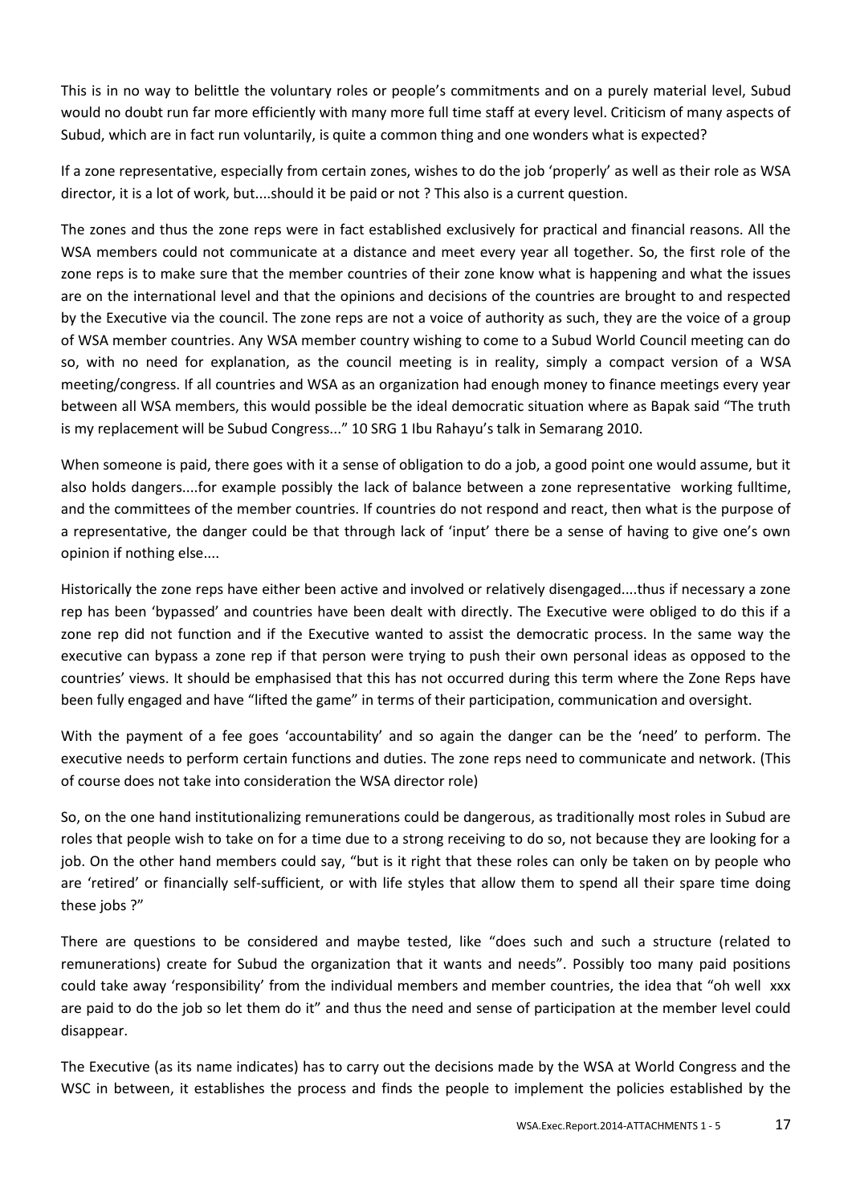This is in no way to belittle the voluntary roles or people's commitments and on a purely material level, Subud would no doubt run far more efficiently with many more full time staff at every level. Criticism of many aspects of Subud, which are in fact run voluntarily, is quite a common thing and one wonders what is expected?

If a zone representative, especially from certain zones, wishes to do the job 'properly' as well as their role as WSA director, it is a lot of work, but....should it be paid or not ? This also is a current question.

The zones and thus the zone reps were in fact established exclusively for practical and financial reasons. All the WSA members could not communicate at a distance and meet every year all together. So, the first role of the zone reps is to make sure that the member countries of their zone know what is happening and what the issues are on the international level and that the opinions and decisions of the countries are brought to and respected by the Executive via the council. The zone reps are not a voice of authority as such, they are the voice of a group of WSA member countries. Any WSA member country wishing to come to a Subud World Council meeting can do so, with no need for explanation, as the council meeting is in reality, simply a compact version of a WSA meeting/congress. If all countries and WSA as an organization had enough money to finance meetings every year between all WSA members, this would possible be the ideal democratic situation where as Bapak said "The truth is my replacement will be Subud Congress..." 10 SRG 1 Ibu Rahayu's talk in Semarang 2010.

When someone is paid, there goes with it a sense of obligation to do a job, a good point one would assume, but it also holds dangers....for example possibly the lack of balance between a zone representative working fulltime, and the committees of the member countries. If countries do not respond and react, then what is the purpose of a representative, the danger could be that through lack of 'input' there be a sense of having to give one's own opinion if nothing else....

Historically the zone reps have either been active and involved or relatively disengaged....thus if necessary a zone rep has been 'bypassed' and countries have been dealt with directly. The Executive were obliged to do this if a zone rep did not function and if the Executive wanted to assist the democratic process. In the same way the executive can bypass a zone rep if that person were trying to push their own personal ideas as opposed to the countries' views. It should be emphasised that this has not occurred during this term where the Zone Reps have been fully engaged and have "lifted the game" in terms of their participation, communication and oversight.

With the payment of a fee goes 'accountability' and so again the danger can be the 'need' to perform. The executive needs to perform certain functions and duties. The zone reps need to communicate and network. (This of course does not take into consideration the WSA director role)

So, on the one hand institutionalizing remunerations could be dangerous, as traditionally most roles in Subud are roles that people wish to take on for a time due to a strong receiving to do so, not because they are looking for a job. On the other hand members could say, "but is it right that these roles can only be taken on by people who are 'retired' or financially self-sufficient, or with life styles that allow them to spend all their spare time doing these jobs ?"

There are questions to be considered and maybe tested, like "does such and such a structure (related to remunerations) create for Subud the organization that it wants and needs". Possibly too many paid positions could take away 'responsibility' from the individual members and member countries, the idea that "oh well xxx are paid to do the job so let them do it" and thus the need and sense of participation at the member level could disappear.

The Executive (as its name indicates) has to carry out the decisions made by the WSA at World Congress and the WSC in between, it establishes the process and finds the people to implement the policies established by the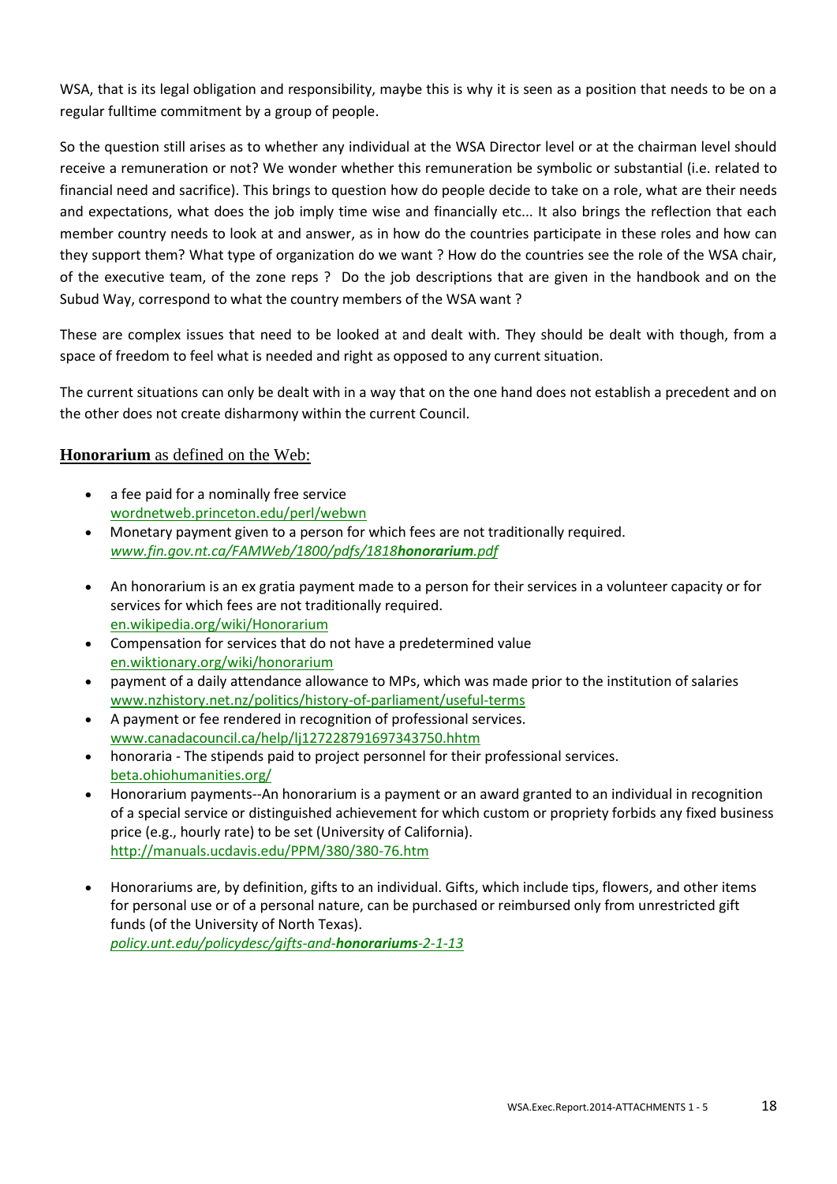WSA, that is its legal obligation and responsibility, maybe this is why it is seen as a position that needs to be on a regular fulltime commitment by a group of people.

So the question still arises as to whether any individual at the WSA Director level or at the chairman level should receive a remuneration or not? We wonder whether this remuneration be symbolic or substantial (i.e. related to financial need and sacrifice). This brings to question how do people decide to take on a role, what are their needs and expectations, what does the job imply time wise and financially etc... It also brings the reflection that each member country needs to look at and answer, as in how do the countries participate in these roles and how can they support them? What type of organization do we want ? How do the countries see the role of the WSA chair, of the executive team, of the zone reps ? Do the job descriptions that are given in the handbook and on the Subud Way, correspond to what the country members of the WSA want ?

These are complex issues that need to be looked at and dealt with. They should be dealt with though, from a space of freedom to feel what is needed and right as opposed to any current situation.

The current situations can only be dealt with in a way that on the one hand does not establish a precedent and on the other does not create disharmony within the current Council.

**Honorarium** as defined on the Web:

- a fee paid for a nominally free service
  wordnetweb.princeton.edu/perl/webwn
- Monetary payment given to a person for which fees are not traditionally required.
  *www.fin.gov.nt.ca/FAMWeb/1800/pdfs/1818**honorarium**.pdf*
- An honorarium is an ex gratia payment made to a person for their services in a volunteer capacity or for services for which fees are not traditionally required.
  en.wikipedia.org/wiki/Honorarium
- Compensation for services that do not have a predetermined value
  en.wiktionary.org/wiki/honorarium
- payment of a daily attendance allowance to MPs, which was made prior to the institution of salaries
  www.nzhistory.net.nz/politics/history-of-parliament/useful-terms
- A payment or fee rendered in recognition of professional services.
  www.canadacouncil.ca/help/lj127228791697343750.hhtm
- honoraria - The stipends paid to project personnel for their professional services.
  beta.ohiohumanities.org/
- Honorarium payments--An honorarium is a payment or an award granted to an individual in recognition of a special service or distinguished achievement for which custom or propriety forbids any fixed business price (e.g., hourly rate) to be set (University of California).
  http://manuals.ucdavis.edu/PPM/380/380-76.htm
- Honorariums are, by definition, gifts to an individual. Gifts, which include tips, flowers, and other items for personal use or of a personal nature, can be purchased or reimbursed only from unrestricted gift funds (of the University of North Texas).
  *policy.unt.edu/policydesc/gifts-and-**honorariums**-2-1-13*